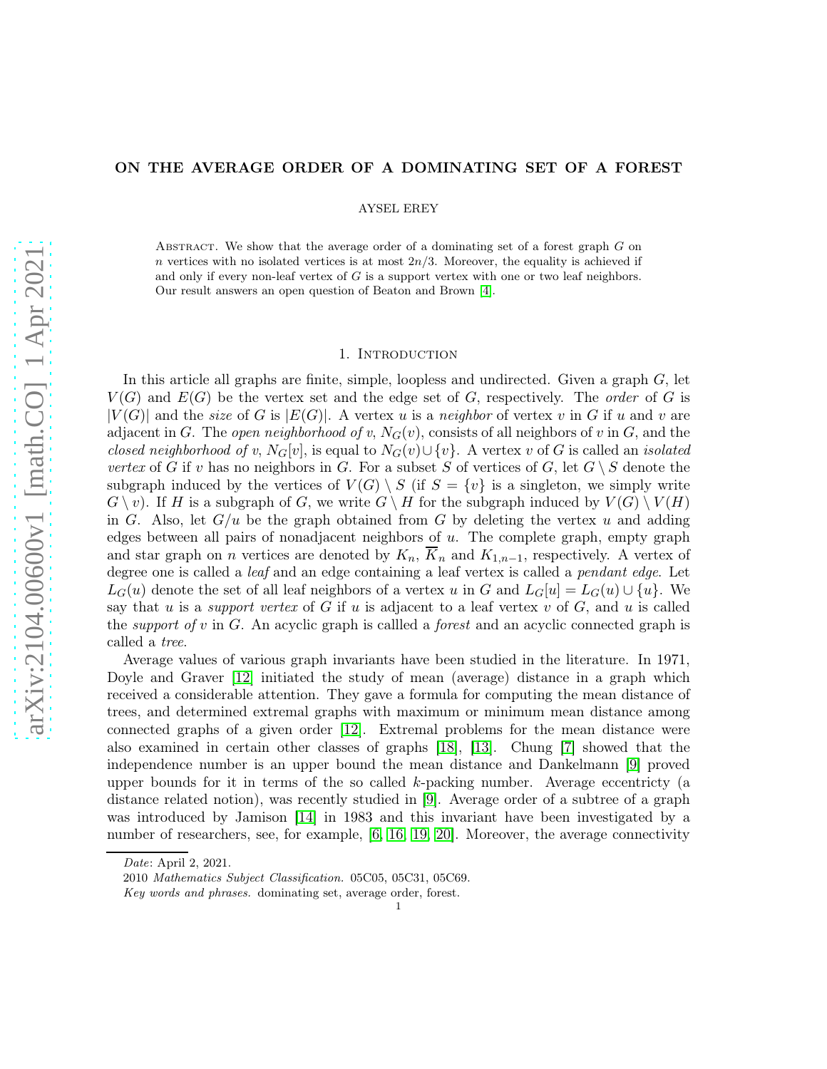# ON THE AVERAGE ORDER OF A DOMINATING SET OF A FOREST

AYSEL EREY

Abstract. We show that the average order of a dominating set of a forest graph $G$ on $n$ vertices with no isolated vertices is at most $2n/3$. Moreover, the equality is achieved if and only if every non-leaf vertex of $G$ is a support vertex with one or two leaf neighbors. Our result answers an open question of Beaton and Brown [4].

## 1. Introduction

In this article all graphs are finite, simple, loopless and undirected. Given a graph $G$, let $V(G)$ and $E(G)$ be the vertex set and the edge set of $G$, respectively. The *order* of $G$ is $|V(G)|$ and the *size* of $G$ is $|E(G)|$. A vertex $u$ is a *neighbor* of vertex $v$ in $G$ if $u$ and $v$ are adjacent in $G$. The *open neighborhood of* $v$, $N_G(v)$, consists of all neighbors of $v$ in $G$, and the *closed neighborhood of* $v$, $N_G[v]$, is equal to $N_G(v) \cup \{v\}$. A vertex $v$ of $G$ is called an *isolated vertex* of $G$ if $v$ has no neighbors in $G$. For a subset $S$ of vertices of $G$, let $G \setminus S$ denote the subgraph induced by the vertices of $V(G) \setminus S$ (if $S = \{v\}$ is a singleton, we simply write $G \setminus v$). If $H$ is a subgraph of $G$, we write $G \setminus H$ for the subgraph induced by $V(G) \setminus V(H)$ in $G$. Also, let $G/u$ be the graph obtained from $G$ by deleting the vertex $u$ and adding edges between all pairs of nonadjacent neighbors of $u$. The complete graph, empty graph and star graph on $n$ vertices are denoted by $K_n$, $\overline{K}_n$ and $K_{1,n-1}$, respectively. A vertex of degree one is called a *leaf* and an edge containing a leaf vertex is called a *pendant edge*. Let $L_G(u)$ denote the set of all leaf neighbors of a vertex $u$ in $G$ and $L_G[u] = L_G(u) \cup \{u\}$. We say that $u$ is a *support vertex* of $G$ if $u$ is adjacent to a leaf vertex $v$ of $G$, and $u$ is called the *support of* $v$ in $G$. An acyclic graph is callled a *forest* and an acyclic connected graph is called a *tree*.

Average values of various graph invariants have been studied in the literature. In 1971, Doyle and Graver [12] initiated the study of mean (average) distance in a graph which received a considerable attention. They gave a formula for computing the mean distance of trees, and determined extremal graphs with maximum or minimum mean distance among connected graphs of a given order [12]. Extremal problems for the mean distance were also examined in certain other classes of graphs [18], [13]. Chung [7] showed that the independence number is an upper bound the mean distance and Dankelmann [9] proved upper bounds for it in terms of the so called $k$-packing number. Average eccentricty (a distance related notion), was recently studied in [9]. Average order of a subtree of a graph was introduced by Jamison [14] in 1983 and this invariant have been investigated by a number of researchers, see, for example, [6, 16, 19, 20]. Moreover, the average connectivity

*Date*: April 2, 2021.

2010 *Mathematics Subject Classification.* 05C05, 05C31, 05C69.

*Key words and phrases.* dominating set, average order, forest.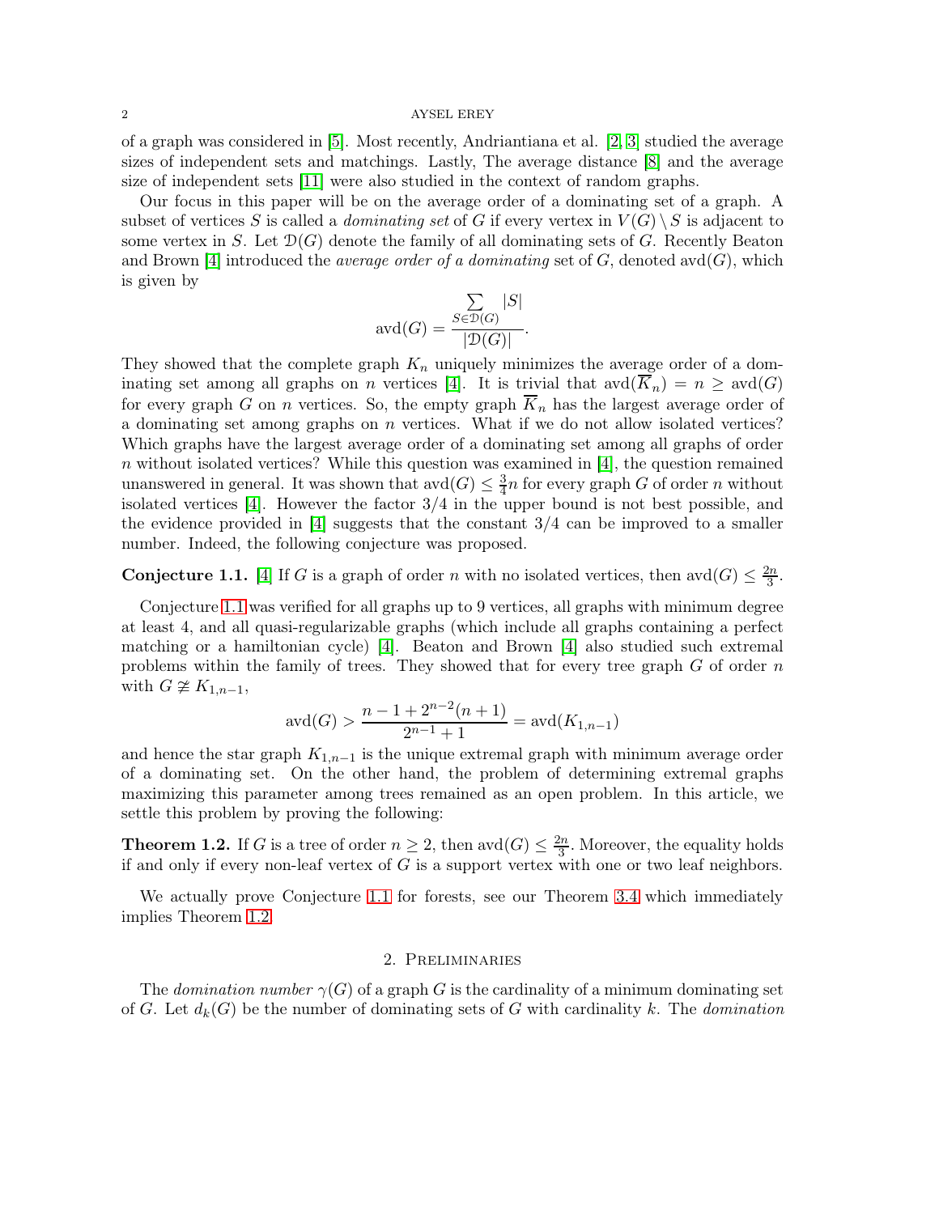of a graph was considered in [5]. Most recently, Andriantiana et al. [2, 3] studied the average sizes of independent sets and matchings. Lastly, The average distance [8] and the average size of independent sets [11] were also studied in the context of random graphs.

Our focus in this paper will be on the average order of a dominating set of a graph. A subset of vertices $S$ is called a *dominating set* of $G$ if every vertex in $V(G) \setminus S$ is adjacent to some vertex in $S$. Let $\mathcal{D}(G)$ denote the family of all dominating sets of $G$. Recently Beaton and Brown [4] introduced the *average order of a dominating* set of $G$, denoted $\text{avd}(G)$, which is given by

$$\text{avd}(G) = \frac{\sum\limits_{S \in \mathcal{D}(G)} |S|}{|\mathcal{D}(G)|}.$$

They showed that the complete graph $K_n$ uniquely minimizes the average order of a dominating set among all graphs on $n$ vertices [4]. It is trivial that $\text{avd}(\overline{K}_n) = n \geq \text{avd}(G)$ for every graph $G$ on $n$ vertices. So, the empty graph $\overline{K}_n$ has the largest average order of a dominating set among graphs on $n$ vertices. What if we do not allow isolated vertices? Which graphs have the largest average order of a dominating set among all graphs of order $n$ without isolated vertices? While this question was examined in [4], the question remained unanswered in general. It was shown that $\text{avd}(G) \leq \frac{3}{4}n$ for every graph $G$ of order $n$ without isolated vertices [4]. However the factor $3/4$ in the upper bound is not best possible, and the evidence provided in [4] suggests that the constant $3/4$ can be improved to a smaller number. Indeed, the following conjecture was proposed.

**Conjecture 1.1.** [4] If $G$ is a graph of order $n$ with no isolated vertices, then $\text{avd}(G) \leq \frac{2n}{3}$.

Conjecture 1.1 was verified for all graphs up to 9 vertices, all graphs with minimum degree at least 4, and all quasi-regularizable graphs (which include all graphs containing a perfect matching or a hamiltonian cycle) [4]. Beaton and Brown [4] also studied such extremal problems within the family of trees. They showed that for every tree graph $G$ of order $n$ with $G \ncong K_{1,n-1}$,

$$\text{avd}(G) > \frac{n - 1 + 2^{n-2}(n + 1)}{2^{n-1} + 1} = \text{avd}(K_{1,n-1})$$

and hence the star graph $K_{1,n-1}$ is the unique extremal graph with minimum average order of a dominating set. On the other hand, the problem of determining extremal graphs maximizing this parameter among trees remained as an open problem. In this article, we settle this problem by proving the following:

**Theorem 1.2.** If $G$ is a tree of order $n \geq 2$, then $\text{avd}(G) \leq \frac{2n}{3}$. Moreover, the equality holds if and only if every non-leaf vertex of $G$ is a support vertex with one or two leaf neighbors.

We actually prove Conjecture 1.1 for forests, see our Theorem 3.4 which immediately implies Theorem 1.2.

## 2. Preliminaries

The *domination number* $\gamma(G)$ of a graph $G$ is the cardinality of a minimum dominating set of $G$. Let $d_k(G)$ be the number of dominating sets of $G$ with cardinality $k$. The *domination*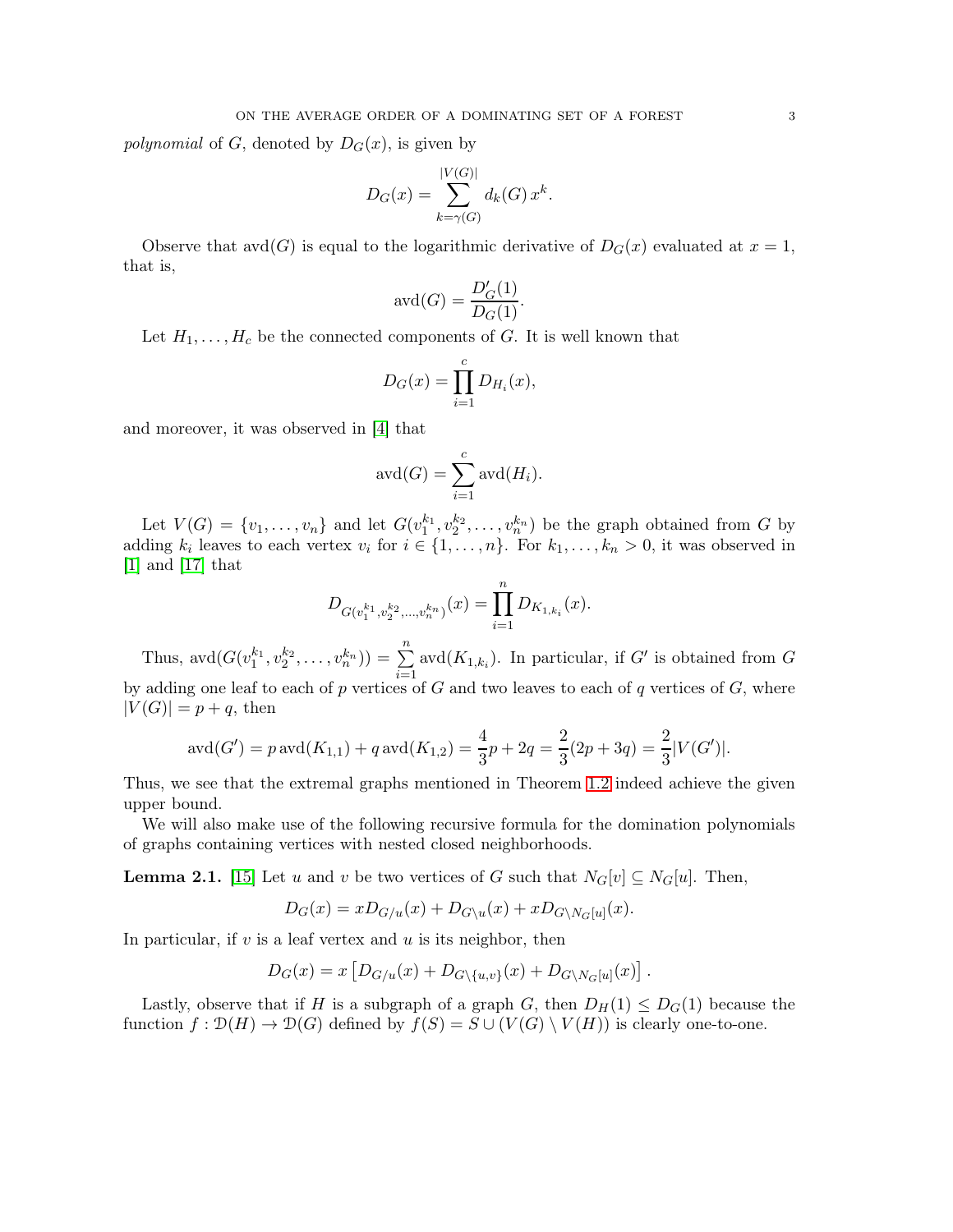*polynomial* of $G$, denoted by $D_G(x)$, is given by

$$D_G(x) = \sum_{k=\gamma(G)}^{|V(G)|} d_k(G)\, x^k.$$

Observe that $\operatorname{avd}(G)$ is equal to the logarithmic derivative of $D_G(x)$ evaluated at $x = 1$, that is,

$$\operatorname{avd}(G) = \frac{D'_G(1)}{D_G(1)}.$$

Let $H_1, \ldots, H_c$ be the connected components of $G$. It is well known that

$$D_G(x) = \prod_{i=1}^{c} D_{H_i}(x),$$

and moreover, it was observed in [4] that

$$\operatorname{avd}(G) = \sum_{i=1}^{c} \operatorname{avd}(H_i).$$

Let $V(G) = \{v_1, \ldots, v_n\}$ and let $G(v_1^{k_1}, v_2^{k_2}, \ldots, v_n^{k_n})$ be the graph obtained from $G$ by adding $k_i$ leaves to each vertex $v_i$ for $i \in \{1, \ldots, n\}$. For $k_1, \ldots, k_n > 0$, it was observed in [1] and [17] that

$$D_{G(v_1^{k_1}, v_2^{k_2}, \ldots, v_n^{k_n})}(x) = \prod_{i=1}^{n} D_{K_{1,k_i}}(x).$$

Thus, $\operatorname{avd}(G(v_1^{k_1}, v_2^{k_2}, \ldots, v_n^{k_n})) = \sum_{i=1}^{n} \operatorname{avd}(K_{1,k_i})$. In particular, if $G'$ is obtained from $G$ by adding one leaf to each of $p$ vertices of $G$ and two leaves to each of $q$ vertices of $G$, where $|V(G)| = p + q$, then

$$\operatorname{avd}(G') = p \operatorname{avd}(K_{1,1}) + q \operatorname{avd}(K_{1,2}) = \frac{4}{3}p + 2q = \frac{2}{3}(2p + 3q) = \frac{2}{3}|V(G')|.$$

Thus, we see that the extremal graphs mentioned in Theorem 1.2 indeed achieve the given upper bound.

We will also make use of the following recursive formula for the domination polynomials of graphs containing vertices with nested closed neighborhoods.

**Lemma 2.1.** [15] Let $u$ and $v$ be two vertices of $G$ such that $N_G[v] \subseteq N_G[u]$. Then,

$$D_G(x) = x D_{G/u}(x) + D_{G \setminus u}(x) + x D_{G \setminus N_G[u]}(x).$$

In particular, if $v$ is a leaf vertex and $u$ is its neighbor, then

$$D_G(x) = x \left[ D_{G/u}(x) + D_{G \setminus \{u,v\}}(x) + D_{G \setminus N_G[u]}(x) \right].$$

Lastly, observe that if $H$ is a subgraph of a graph $G$, then $D_H(1) \leq D_G(1)$ because the function $f : \mathcal{D}(H) \to \mathcal{D}(G)$ defined by $f(S) = S \cup (V(G) \setminus V(H))$ is clearly one-to-one.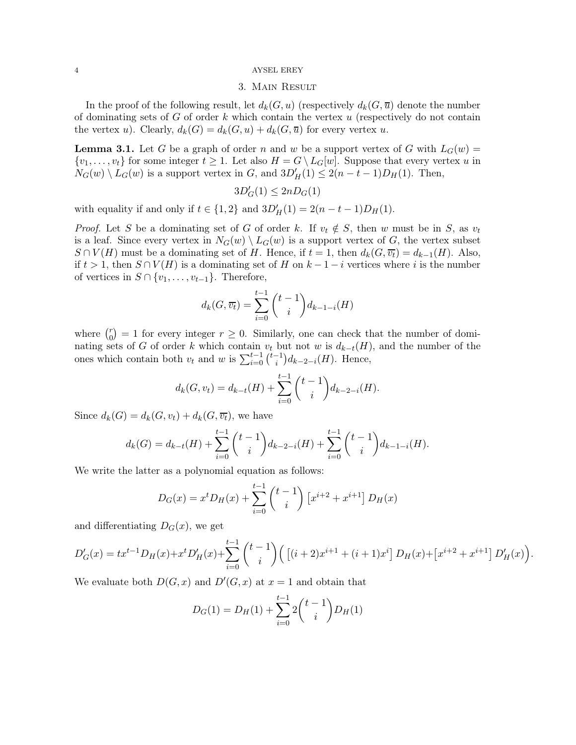## 3. Main Result

In the proof of the following result, let $d_k(G, u)$ (respectively $d_k(G, \overline{u})$ denote the number of dominating sets of $G$ of order $k$ which contain the vertex $u$ (respectively do not contain the vertex $u$). Clearly, $d_k(G) = d_k(G, u) + d_k(G, \overline{u})$ for every vertex $u$.

**Lemma 3.1.** *Let $G$ be a graph of order $n$ and $w$ be a support vertex of $G$ with $L_G(w) = \{v_1, \ldots, v_t\}$ for some integer $t \geq 1$. Let also $H = G \setminus L_G[w]$. Suppose that every vertex $u$ in $N_G(w) \setminus L_G(w)$ is a support vertex in $G$, and $3D'_H(1) \leq 2(n - t - 1)D_H(1)$. Then,*

$$3D'_G(1) \leq 2nD_G(1)$$

*with equality if and only if $t \in \{1, 2\}$ and $3D'_H(1) = 2(n - t - 1)D_H(1)$.*

*Proof.* Let $S$ be a dominating set of $G$ of order $k$. If $v_t \notin S$, then $w$ must be in $S$, as $v_t$ is a leaf. Since every vertex in $N_G(w) \setminus L_G(w)$ is a support vertex of $G$, the vertex subset $S \cap V(H)$ must be a dominating set of $H$. Hence, if $t = 1$, then $d_k(G, \overline{v_t}) = d_{k-1}(H)$. Also, if $t > 1$, then $S \cap V(H)$ is a dominating set of $H$ on $k - 1 - i$ vertices where $i$ is the number of vertices in $S \cap \{v_1, \ldots, v_{t-1}\}$. Therefore,

$$d_k(G, \overline{v_t}) = \sum_{i=0}^{t-1} \binom{t-1}{i} d_{k-1-i}(H)$$

where $\binom{r}{0} = 1$ for every integer $r \geq 0$. Similarly, one can check that the number of dominating sets of $G$ of order $k$ which contain $v_t$ but not $w$ is $d_{k-t}(H)$, and the number of the ones which contain both $v_t$ and $w$ is $\sum_{i=0}^{t-1} \binom{t-1}{i} d_{k-2-i}(H)$. Hence,

$$d_k(G, v_t) = d_{k-t}(H) + \sum_{i=0}^{t-1} \binom{t-1}{i} d_{k-2-i}(H).$$

Since $d_k(G) = d_k(G, v_t) + d_k(G, \overline{v_t})$, we have

$$d_k(G) = d_{k-t}(H) + \sum_{i=0}^{t-1} \binom{t-1}{i} d_{k-2-i}(H) + \sum_{i=0}^{t-1} \binom{t-1}{i} d_{k-1-i}(H).$$

We write the latter as a polynomial equation as follows:

$$D_G(x) = x^t D_H(x) + \sum_{i=0}^{t-1} \binom{t-1}{i} \left[x^{i+2} + x^{i+1}\right] D_H(x)$$

and differentiating $D_G(x)$, we get

$$D'_G(x) = tx^{t-1} D_H(x) + x^t D'_H(x) + \sum_{i=0}^{t-1} \binom{t-1}{i} \Big( \left[(i+2)x^{i+1} + (i+1)x^i\right] D_H(x) + \left[x^{i+2} + x^{i+1}\right] D'_H(x) \Big).$$

We evaluate both $D(G, x)$ and $D'(G, x)$ at $x = 1$ and obtain that

$$D_G(1) = D_H(1) + \sum_{i=0}^{t-1} 2\binom{t-1}{i} D_H(1)$$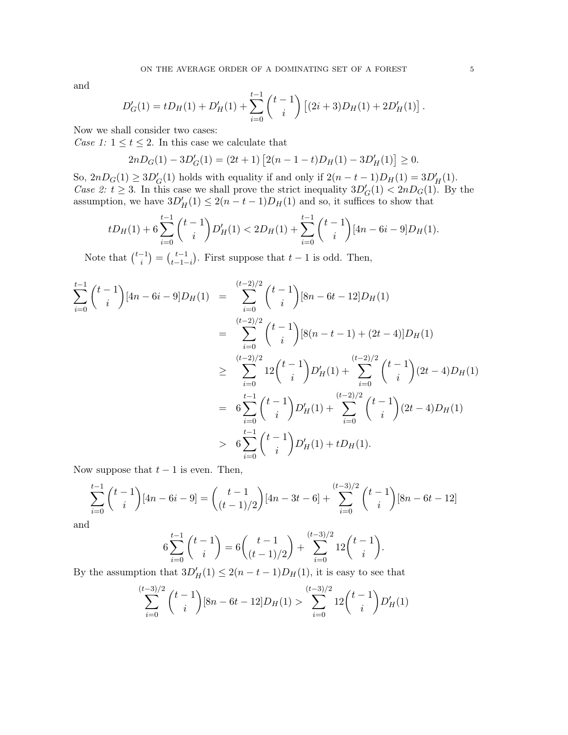and

$$D'_G(1) = tD_H(1) + D'_H(1) + \sum_{i=0}^{t-1} \binom{t-1}{i} \left[(2i+3)D_H(1) + 2D'_H(1)\right].$$

Now we shall consider two cases:

*Case 1:* $1 \le t \le 2$. In this case we calculate that

$$2nD_G(1) - 3D'_G(1) = (2t+1)\left[2(n-1-t)D_H(1) - 3D'_H(1)\right] \ge 0.$$

So, $2nD_G(1) \ge 3D'_G(1)$ holds with equality if and only if $2(n-t-1)D_H(1) = 3D'_H(1)$.

*Case 2:* $t \ge 3$. In this case we shall prove the strict inequality $3D'_G(1) < 2nD_G(1)$. By the assumption, we have $3D'_H(1) \le 2(n-t-1)D_H(1)$ and so, it suffices to show that

$$tD_H(1) + 6\sum_{i=0}^{t-1} \binom{t-1}{i} D'_H(1) < 2D_H(1) + \sum_{i=0}^{t-1} \binom{t-1}{i} [4n-6i-9]D_H(1).$$

Note that $\binom{t-1}{i} = \binom{t-1}{t-1-i}$. First suppose that $t-1$ is odd. Then,

$$\begin{aligned}
\sum_{i=0}^{t-1} \binom{t-1}{i} [4n-6i-9]D_H(1) &= \sum_{i=0}^{(t-2)/2} \binom{t-1}{i} [8n-6t-12]D_H(1) \\
&= \sum_{i=0}^{(t-2)/2} \binom{t-1}{i} [8(n-t-1)+(2t-4)]D_H(1) \\
&\ge \sum_{i=0}^{(t-2)/2} 12\binom{t-1}{i} D'_H(1) + \sum_{i=0}^{(t-2)/2} \binom{t-1}{i} (2t-4)D_H(1) \\
&= 6\sum_{i=0}^{t-1} \binom{t-1}{i} D'_H(1) + \sum_{i=0}^{(t-2)/2} \binom{t-1}{i} (2t-4)D_H(1) \\
&> 6\sum_{i=0}^{t-1} \binom{t-1}{i} D'_H(1) + tD_H(1).
\end{aligned}$$

Now suppose that $t-1$ is even. Then,

$$\sum_{i=0}^{t-1} \binom{t-1}{i} [4n-6i-9] = \binom{t-1}{(t-1)/2} [4n-3t-6] + \sum_{i=0}^{(t-3)/2} \binom{t-1}{i} [8n-6t-12]$$

and

$$6\sum_{i=0}^{t-1} \binom{t-1}{i} = 6\binom{t-1}{(t-1)/2} + \sum_{i=0}^{(t-3)/2} 12\binom{t-1}{i}.$$

By the assumption that $3D'_H(1) \le 2(n-t-1)D_H(1)$, it is easy to see that

$$\sum_{i=0}^{(t-3)/2} \binom{t-1}{i} [8n-6t-12]D_H(1) > \sum_{i=0}^{(t-3)/2} 12\binom{t-1}{i} D'_H(1)$$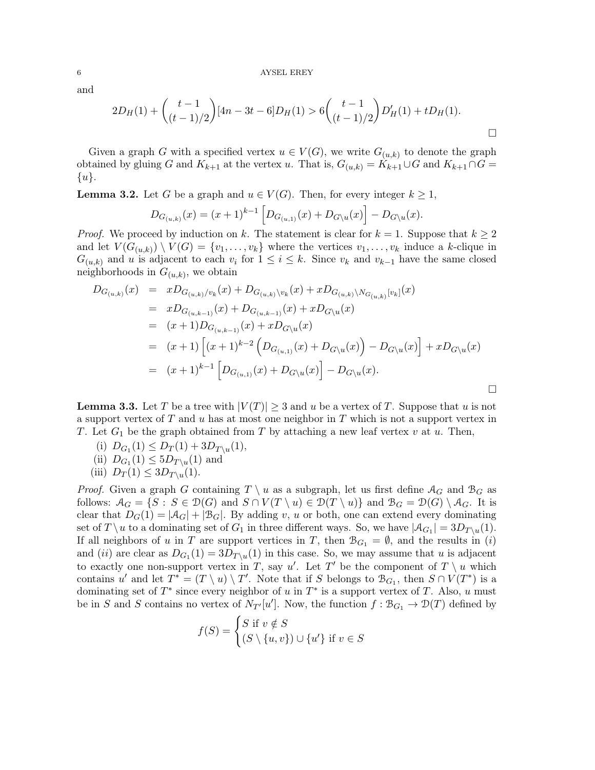and

$$2D_H(1) + \binom{t-1}{(t-1)/2}[4n-3t-6]D_H(1) > 6\binom{t-1}{(t-1)/2}D'_H(1) + tD_H(1).$$

□

Given a graph $G$ with a specified vertex $u \in V(G)$, we write $G_{(u,k)}$ to denote the graph obtained by gluing $G$ and $K_{k+1}$ at the vertex $u$. That is, $G_{(u,k)} = K_{k+1} \cup G$ and $K_{k+1} \cap G = \{u\}$.

**Lemma 3.2.** Let $G$ be a graph and $u \in V(G)$. Then, for every integer $k \geq 1$,

$$D_{G_{(u,k)}}(x) = (x+1)^{k-1}\left[D_{G_{(u,1)}}(x) + D_{G\setminus u}(x)\right] - D_{G\setminus u}(x).$$

*Proof.* We proceed by induction on $k$. The statement is clear for $k = 1$. Suppose that $k \geq 2$ and let $V(G_{(u,k)}) \setminus V(G) = \{v_1, \ldots, v_k\}$ where the vertices $v_1, \ldots, v_k$ induce a $k$-clique in $G_{(u,k)}$ and $u$ is adjacent to each $v_i$ for $1 \leq i \leq k$. Since $v_k$ and $v_{k-1}$ have the same closed neighborhoods in $G_{(u,k)}$, we obtain

$$\begin{aligned}
D_{G_{(u,k)}}(x) &= xD_{G_{(u,k)}/v_k}(x) + D_{G_{(u,k)}\setminus v_k}(x) + xD_{G_{(u,k)}\setminus N_{G_{(u,k)}}[v_k]}(x) \\
&= xD_{G_{(u,k-1)}}(x) + D_{G_{(u,k-1)}}(x) + xD_{G\setminus u}(x) \\
&= (x+1)D_{G_{(u,k-1)}}(x) + xD_{G\setminus u}(x) \\
&= (x+1)\left[(x+1)^{k-2}\left(D_{G_{(u,1)}}(x) + D_{G\setminus u}(x)\right) - D_{G\setminus u}(x)\right] + xD_{G\setminus u}(x) \\
&= (x+1)^{k-1}\left[D_{G_{(u,1)}}(x) + D_{G\setminus u}(x)\right] - D_{G\setminus u}(x).
\end{aligned}$$

□

**Lemma 3.3.** Let $T$ be a tree with $|V(T)| \geq 3$ and $u$ be a vertex of $T$. Suppose that $u$ is not a support vertex of $T$ and $u$ has at most one neighbor in $T$ which is not a support vertex in $T$. Let $G_1$ be the graph obtained from $T$ by attaching a new leaf vertex $v$ at $u$. Then,

(i) $D_{G_1}(1) \leq D_T(1) + 3D_{T\setminus u}(1)$,
(ii) $D_{G_1}(1) \leq 5D_{T\setminus u}(1)$ and
(iii) $D_T(1) \leq 3D_{T\setminus u}(1)$.

*Proof.* Given a graph $G$ containing $T \setminus u$ as a subgraph, let us first define $\mathcal{A}_G$ and $\mathcal{B}_G$ as follows: $\mathcal{A}_G = \{S : S \in \mathcal{D}(G) \text{ and } S \cap V(T \setminus u) \in \mathcal{D}(T \setminus u)\}$ and $\mathcal{B}_G = \mathcal{D}(G) \setminus \mathcal{A}_G$. It is clear that $D_G(1) = |\mathcal{A}_G| + |\mathcal{B}_G|$. By adding $v$, $u$ or both, one can extend every dominating set of $T \setminus u$ to a dominating set of $G_1$ in three different ways. So, we have $|\mathcal{A}_{G_1}| = 3D_{T\setminus u}(1)$. If all neighbors of $u$ in $T$ are support vertices in $T$, then $\mathcal{B}_{G_1} = \emptyset$, and the results in $(i)$ and $(ii)$ are clear as $D_{G_1}(1) = 3D_{T\setminus u}(1)$ in this case. So, we may assume that $u$ is adjacent to exactly one non-support vertex in $T$, say $u'$. Let $T'$ be the component of $T \setminus u$ which contains $u'$ and let $T^* = (T \setminus u) \setminus T'$. Note that if $S$ belongs to $\mathcal{B}_{G_1}$, then $S \cap V(T^*)$ is a dominating set of $T^*$ since every neighbor of $u$ in $T^*$ is a support vertex of $T$. Also, $u$ must be in $S$ and $S$ contains no vertex of $N_{T'}[u']$. Now, the function $f : \mathcal{B}_{G_1} \to \mathcal{D}(T)$ defined by

$$f(S) = \begin{cases} S \text{ if } v \notin S \\ (S \setminus \{u, v\}) \cup \{u'\} \text{ if } v \in S \end{cases}$$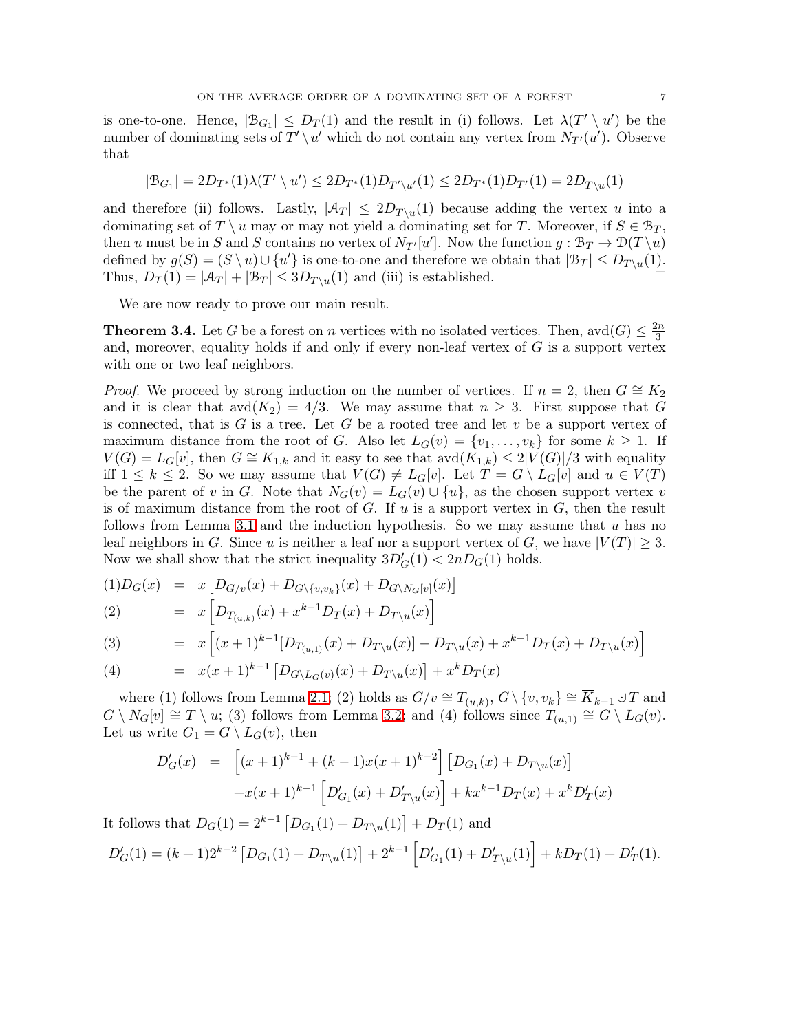is one-to-one. Hence, $|\mathcal{B}_{G_1}| \le D_T(1)$ and the result in (i) follows. Let $\lambda(T' \setminus u')$ be the number of dominating sets of $T' \setminus u'$ which do not contain any vertex from $N_{T'}(u')$. Observe that

$$|\mathcal{B}_{G_1}| = 2D_{T^*}(1)\lambda(T' \setminus u') \le 2D_{T^*}(1)D_{T' \setminus u'}(1) \le 2D_{T^*}(1)D_{T'}(1) = 2D_{T \setminus u}(1)$$

and therefore (ii) follows. Lastly, $|\mathcal{A}_T| \le 2D_{T \setminus u}(1)$ because adding the vertex $u$ into a dominating set of $T \setminus u$ may or may not yield a dominating set for $T$. Moreover, if $S \in \mathcal{B}_T$, then $u$ must be in $S$ and $S$ contains no vertex of $N_{T'}[u']$. Now the function $g : \mathcal{B}_T \to \mathcal{D}(T \setminus u)$ defined by $g(S) = (S \setminus u) \cup \{u'\}$ is one-to-one and therefore we obtain that $|\mathcal{B}_T| \le D_{T \setminus u}(1)$. Thus, $D_T(1) = |\mathcal{A}_T| + |\mathcal{B}_T| \le 3D_{T \setminus u}(1)$ and (iii) is established. □

We are now ready to prove our main result.

**Theorem 3.4.** Let $G$ be a forest on $n$ vertices with no isolated vertices. Then, $\text{avd}(G) \le \frac{2n}{3}$ and, moreover, equality holds if and only if every non-leaf vertex of $G$ is a support vertex with one or two leaf neighbors.

*Proof.* We proceed by strong induction on the number of vertices. If $n = 2$, then $G \cong K_2$ and it is clear that $\text{avd}(K_2) = 4/3$. We may assume that $n \ge 3$. First suppose that $G$ is connected, that is $G$ is a tree. Let $G$ be a rooted tree and let $v$ be a support vertex of maximum distance from the root of $G$. Also let $L_G(v) = \{v_1, \ldots, v_k\}$ for some $k \ge 1$. If $V(G) = L_G[v]$, then $G \cong K_{1,k}$ and it easy to see that $\text{avd}(K_{1,k}) \le 2|V(G)|/3$ with equality iff $1 \le k \le 2$. So we may assume that $V(G) \ne L_G[v]$. Let $T = G \setminus L_G[v]$ and $u \in V(T)$ be the parent of $v$ in $G$. Note that $N_G(v) = L_G(v) \cup \{u\}$, as the chosen support vertex $v$ is of maximum distance from the root of $G$. If $u$ is a support vertex in $G$, then the result follows from Lemma 3.1 and the induction hypothesis. So we may assume that $u$ has no leaf neighbors in $G$. Since $u$ is neither a leaf nor a support vertex of $G$, we have $|V(T)| \ge 3$. Now we shall show that the strict inequality $3D'_G(1) < 2nD_G(1)$ holds.

$$
\begin{aligned}
(1)\quad D_G(x) &= x\left[D_{G/v}(x) + D_{G \setminus \{v,v_k\}}(x) + D_{G \setminus N_G[v]}(x)\right] \\
(2)\quad &= x\left[D_{T_{(u,k)}}(x) + x^{k-1}D_T(x) + D_{T \setminus u}(x)\right] \\
(3)\quad &= x\left[(x+1)^{k-1}[D_{T_{(u,1)}}(x) + D_{T \setminus u}(x)] - D_{T \setminus u}(x) + x^{k-1}D_T(x) + D_{T \setminus u}(x)\right] \\
(4)\quad &= x(x+1)^{k-1}\left[D_{G \setminus L_G(v)}(x) + D_{T \setminus u}(x)\right] + x^k D_T(x)
\end{aligned}
$$

where (1) follows from Lemma 2.1; (2) holds as $G/v \cong T_{(u,k)}$, $G \setminus \{v, v_k\} \cong \overline{K}_{k-1} \cup T$ and $G \setminus N_G[v] \cong T \setminus u$; (3) follows from Lemma 3.2; and (4) follows since $T_{(u,1)} \cong G \setminus L_G(v)$. Let us write $G_1 = G \setminus L_G(v)$, then

$$
\begin{aligned}
D'_G(x) &= \left[(x+1)^{k-1} + (k-1)x(x+1)^{k-2}\right]\left[D_{G_1}(x) + D_{T \setminus u}(x)\right] \\
&\quad + x(x+1)^{k-1}\left[D'_{G_1}(x) + D'_{T \setminus u}(x)\right] + kx^{k-1}D_T(x) + x^k D'_T(x)
\end{aligned}
$$

It follows that $D_G(1) = 2^{k-1}\left[D_{G_1}(1) + D_{T \setminus u}(1)\right] + D_T(1)$ and

$$D'_G(1) = (k+1)2^{k-2}\left[D_{G_1}(1) + D_{T \setminus u}(1)\right] + 2^{k-1}\left[D'_{G_1}(1) + D'_{T \setminus u}(1)\right] + kD_T(1) + D'_T(1).$$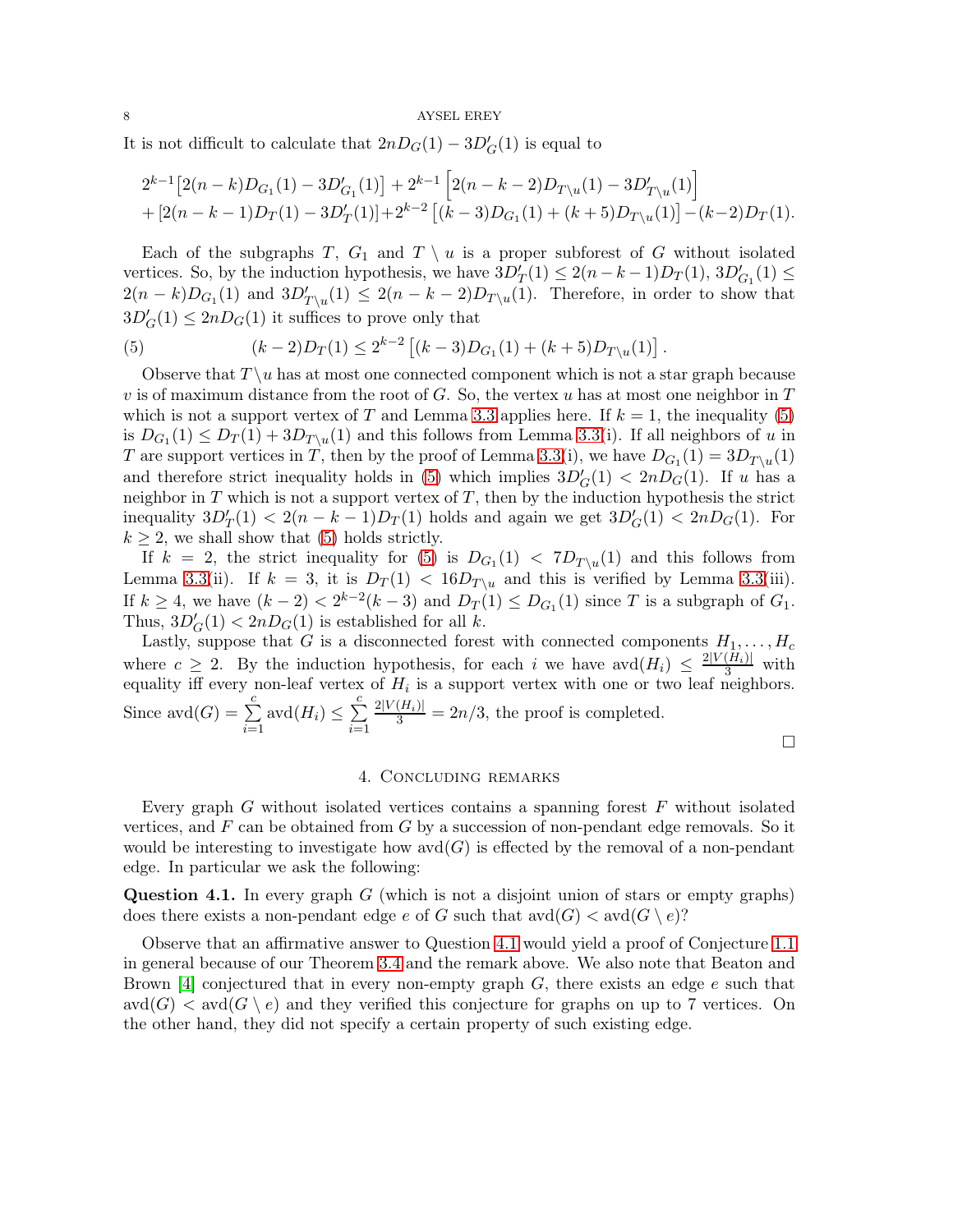It is not difficult to calculate that $2nD_G(1) - 3D'_G(1)$ is equal to

$$
\begin{aligned}
&2^{k-1}\big[2(n-k)D_{G_1}(1) - 3D'_{G_1}(1)\big] + 2^{k-1}\left[2(n-k-2)D_{T\setminus u}(1) - 3D'_{T\setminus u}(1)\right] \\
&+ [2(n-k-1)D_T(1) - 3D'_T(1)] + 2^{k-2}\left[(k-3)D_{G_1}(1) + (k+5)D_{T\setminus u}(1)\right] - (k-2)D_T(1).
\end{aligned}
$$

Each of the subgraphs $T$, $G_1$ and $T \setminus u$ is a proper subforest of $G$ without isolated vertices. So, by the induction hypothesis, we have $3D'_T(1) \leq 2(n-k-1)D_T(1)$, $3D'_{G_1}(1) \leq 2(n-k)D_{G_1}(1)$ and $3D'_{T\setminus u}(1) \leq 2(n-k-2)D_{T\setminus u}(1)$. Therefore, in order to show that $3D'_G(1) \leq 2nD_G(1)$ it suffices to prove only that

$$
(k-2)D_T(1) \leq 2^{k-2}\left[(k-3)D_{G_1}(1) + (k+5)D_{T\setminus u}(1)\right]. \tag{5}
$$

Observe that $T\setminus u$ has at most one connected component which is not a star graph because $v$ is of maximum distance from the root of $G$. So, the vertex $u$ has at most one neighbor in $T$ which is not a support vertex of $T$ and Lemma 3.3 applies here. If $k = 1$, the inequality (5) is $D_{G_1}(1) \leq D_T(1) + 3D_{T\setminus u}(1)$ and this follows from Lemma 3.3(i). If all neighbors of $u$ in $T$ are support vertices in $T$, then by the proof of Lemma 3.3(i), we have $D_{G_1}(1) = 3D_{T\setminus u}(1)$ and therefore strict inequality holds in (5) which implies $3D'_G(1) < 2nD_G(1)$. If $u$ has a neighbor in $T$ which is not a support vertex of $T$, then by the induction hypothesis the strict inequality $3D'_T(1) < 2(n-k-1)D_T(1)$ holds and again we get $3D'_G(1) < 2nD_G(1)$. For $k \geq 2$, we shall show that (5) holds strictly.

If $k = 2$, the strict inequality for (5) is $D_{G_1}(1) < 7D_{T\setminus u}(1)$ and this follows from Lemma 3.3(ii). If $k = 3$, it is $D_T(1) < 16D_{T\setminus u}$ and this is verified by Lemma 3.3(iii). If $k \geq 4$, we have $(k-2) < 2^{k-2}(k-3)$ and $D_T(1) \leq D_{G_1}(1)$ since $T$ is a subgraph of $G_1$. Thus, $3D'_G(1) < 2nD_G(1)$ is established for all $k$.

Lastly, suppose that $G$ is a disconnected forest with connected components $H_1, \ldots, H_c$ where $c \geq 2$. By the induction hypothesis, for each $i$ we have $\text{avd}(H_i) \leq \frac{2|V(H_i)|}{3}$ with equality iff every non-leaf vertex of $H_i$ is a support vertex with one or two leaf neighbors. Since $\text{avd}(G) = \sum_{i=1}^{c} \text{avd}(H_i) \leq \sum_{i=1}^{c} \frac{2|V(H_i)|}{3} = 2n/3$, the proof is completed. $\square$

## 4. Concluding remarks

Every graph $G$ without isolated vertices contains a spanning forest $F$ without isolated vertices, and $F$ can be obtained from $G$ by a succession of non-pendant edge removals. So it would be interesting to investigate how $\text{avd}(G)$ is effected by the removal of a non-pendant edge. In particular we ask the following:

**Question 4.1.** In every graph $G$ (which is not a disjoint union of stars or empty graphs) does there exists a non-pendant edge $e$ of $G$ such that $\text{avd}(G) < \text{avd}(G \setminus e)$?

Observe that an affirmative answer to Question 4.1 would yield a proof of Conjecture 1.1 in general because of our Theorem 3.4 and the remark above. We also note that Beaton and Brown [4] conjectured that in every non-empty graph $G$, there exists an edge $e$ such that $\text{avd}(G) < \text{avd}(G \setminus e)$ and they verified this conjecture for graphs on up to 7 vertices. On the other hand, they did not specify a certain property of such existing edge.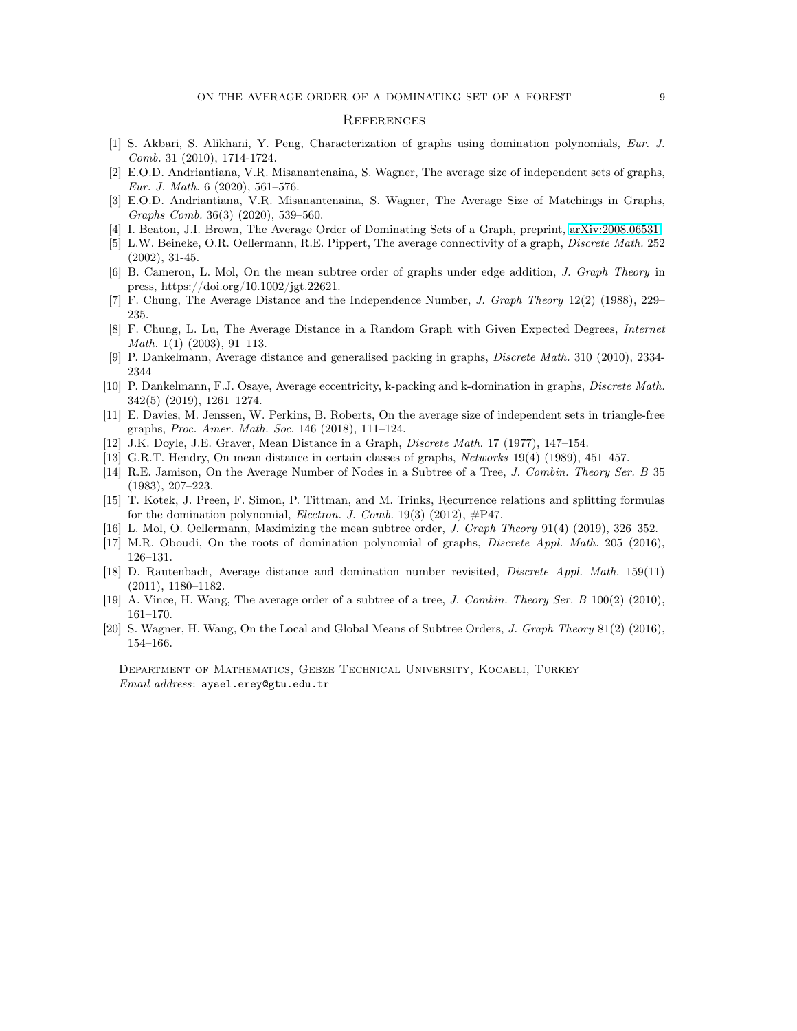## References

[1] S. Akbari, S. Alikhani, Y. Peng, Characterization of graphs using domination polynomials, *Eur. J. Comb.* 31 (2010), 1714-1724.

[2] E.O.D. Andriantiana, V.R. Misanantenaina, S. Wagner, The average size of independent sets of graphs, *Eur. J. Math.* 6 (2020), 561–576.

[3] E.O.D. Andriantiana, V.R. Misanantenaina, S. Wagner, The Average Size of Matchings in Graphs, *Graphs Comb.* 36(3) (2020), 539–560.

[4] I. Beaton, J.I. Brown, The Average Order of Dominating Sets of a Graph, preprint, arXiv:2008.06531.

[5] L.W. Beineke, O.R. Oellermann, R.E. Pippert, The average connectivity of a graph, *Discrete Math.* 252 (2002), 31-45.

[6] B. Cameron, L. Mol, On the mean subtree order of graphs under edge addition, *J. Graph Theory* in press, https://doi.org/10.1002/jgt.22621.

[7] F. Chung, The Average Distance and the Independence Number, *J. Graph Theory* 12(2) (1988), 229–235.

[8] F. Chung, L. Lu, The Average Distance in a Random Graph with Given Expected Degrees, *Internet Math.* 1(1) (2003), 91–113.

[9] P. Dankelmann, Average distance and generalised packing in graphs, *Discrete Math.* 310 (2010), 2334-2344

[10] P. Dankelmann, F.J. Osaye, Average eccentricity, k-packing and k-domination in graphs, *Discrete Math.* 342(5) (2019), 1261–1274.

[11] E. Davies, M. Jenssen, W. Perkins, B. Roberts, On the average size of independent sets in triangle-free graphs, *Proc. Amer. Math. Soc.* 146 (2018), 111–124.

[12] J.K. Doyle, J.E. Graver, Mean Distance in a Graph, *Discrete Math.* 17 (1977), 147–154.

[13] G.R.T. Hendry, On mean distance in certain classes of graphs, *Networks* 19(4) (1989), 451–457.

[14] R.E. Jamison, On the Average Number of Nodes in a Subtree of a Tree, *J. Combin. Theory Ser. B* 35 (1983), 207–223.

[15] T. Kotek, J. Preen, F. Simon, P. Tittman, and M. Trinks, Recurrence relations and splitting formulas for the domination polynomial, *Electron. J. Comb.* 19(3) (2012), #P47.

[16] L. Mol, O. Oellermann, Maximizing the mean subtree order, *J. Graph Theory* 91(4) (2019), 326–352.

[17] M.R. Oboudi, On the roots of domination polynomial of graphs, *Discrete Appl. Math.* 205 (2016), 126–131.

[18] D. Rautenbach, Average distance and domination number revisited, *Discrete Appl. Math.* 159(11) (2011), 1180–1182.

[19] A. Vince, H. Wang, The average order of a subtree of a tree, *J. Combin. Theory Ser. B* 100(2) (2010), 161–170.

[20] S. Wagner, H. Wang, On the Local and Global Means of Subtree Orders, *J. Graph Theory* 81(2) (2016), 154–166.

Department of Mathematics, Gebze Technical University, Kocaeli, Turkey
*Email address*: aysel.erey@gtu.edu.tr